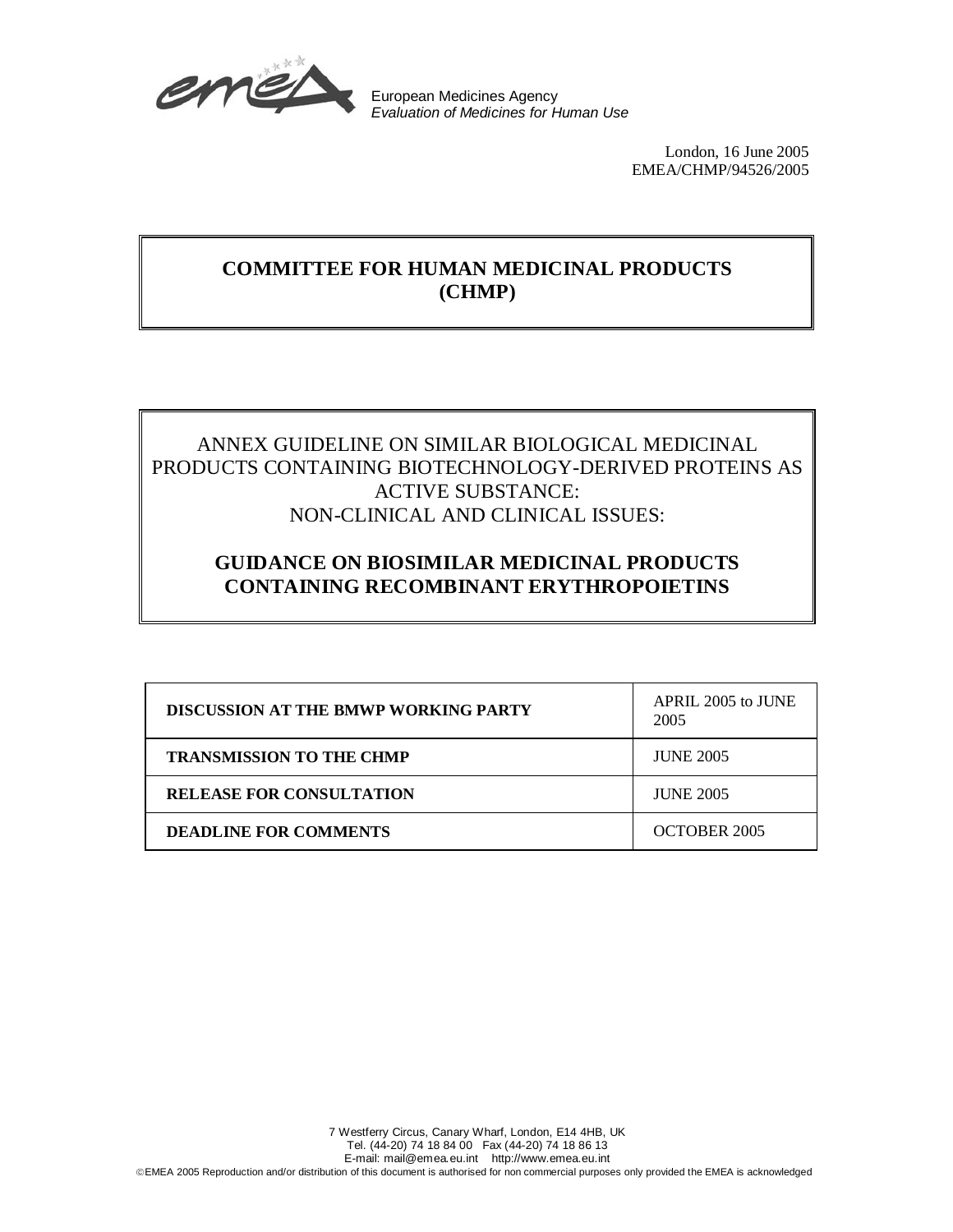European Medicines Agency
*Evaluation of Medicines for Human Use*

London, 16 June 2005
EMEA/CHMP/94526/2005

# COMMITTEE FOR HUMAN MEDICINAL PRODUCTS (CHMP)

## ANNEX GUIDELINE ON SIMILAR BIOLOGICAL MEDICINAL PRODUCTS CONTAINING BIOTECHNOLOGY-DERIVED PROTEINS AS ACTIVE SUBSTANCE: NON-CLINICAL AND CLINICAL ISSUES:

## GUIDANCE ON BIOSIMILAR MEDICINAL PRODUCTS CONTAINING RECOMBINANT ERYTHROPOIETINS

| | |
|---|---|
| **DISCUSSION AT THE BMWP WORKING PARTY** | APRIL 2005 to JUNE 2005 |
| **TRANSMISSION TO THE CHMP** | JUNE 2005 |
| **RELEASE FOR CONSULTATION** | JUNE 2005 |
| **DEADLINE FOR COMMENTS** | OCTOBER 2005 |

7 Westferry Circus, Canary Wharf, London, E14 4HB, UK
Tel. (44-20) 74 18 84 00 Fax (44-20) 74 18 86 13
E-mail: mail@emea.eu.int http://www.emea.eu.int
©EMEA 2005 Reproduction and/or distribution of this document is authorised for non commercial purposes only provided the EMEA is acknowledged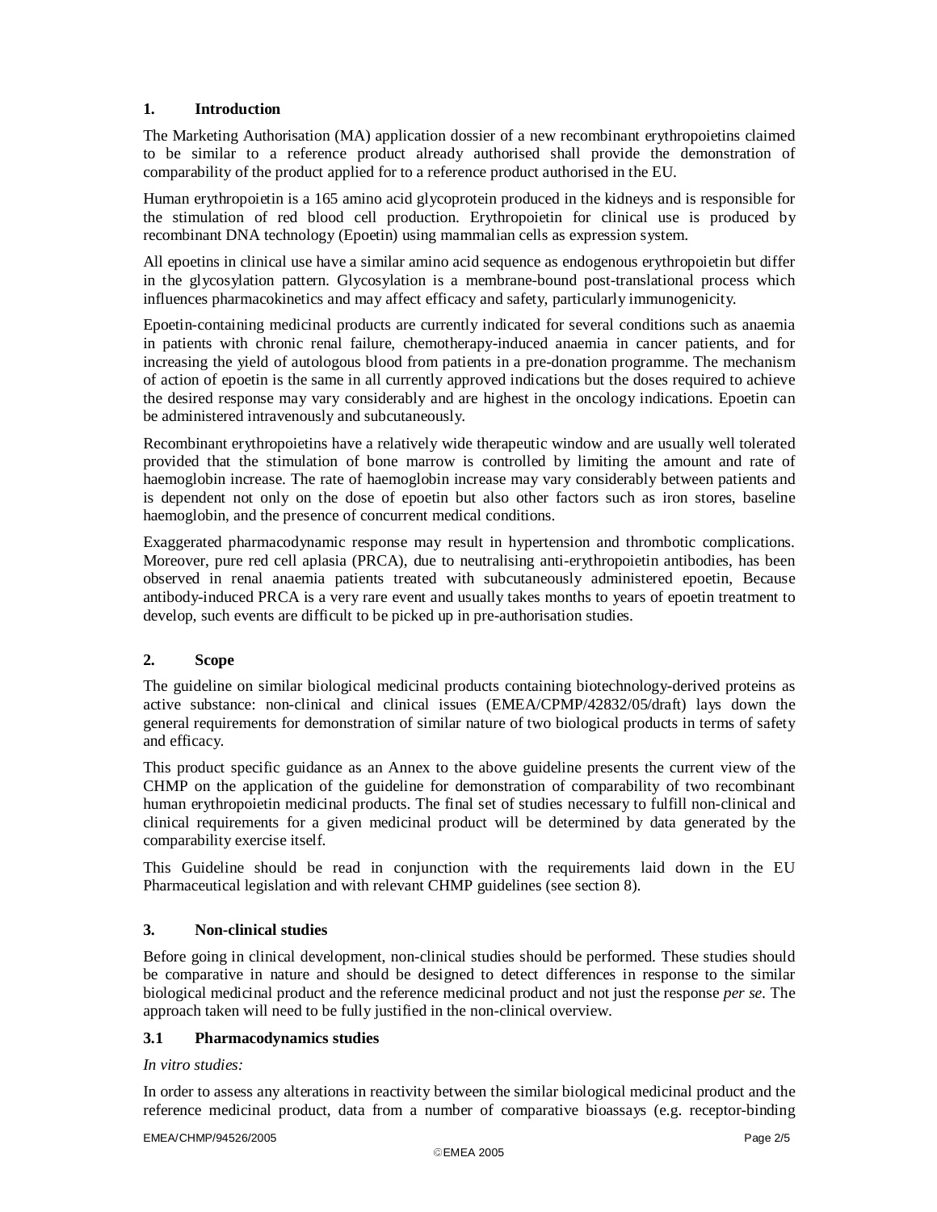## 1. Introduction

The Marketing Authorisation (MA) application dossier of a new recombinant erythropoietins claimed to be similar to a reference product already authorised shall provide the demonstration of comparability of the product applied for to a reference product authorised in the EU.

Human erythropoietin is a 165 amino acid glycoprotein produced in the kidneys and is responsible for the stimulation of red blood cell production. Erythropoietin for clinical use is produced by recombinant DNA technology (Epoetin) using mammalian cells as expression system.

All epoetins in clinical use have a similar amino acid sequence as endogenous erythropoietin but differ in the glycosylation pattern. Glycosylation is a membrane-bound post-translational process which influences pharmacokinetics and may affect efficacy and safety, particularly immunogenicity.

Epoetin-containing medicinal products are currently indicated for several conditions such as anaemia in patients with chronic renal failure, chemotherapy-induced anaemia in cancer patients, and for increasing the yield of autologous blood from patients in a pre-donation programme. The mechanism of action of epoetin is the same in all currently approved indications but the doses required to achieve the desired response may vary considerably and are highest in the oncology indications. Epoetin can be administered intravenously and subcutaneously.

Recombinant erythropoietins have a relatively wide therapeutic window and are usually well tolerated provided that the stimulation of bone marrow is controlled by limiting the amount and rate of haemoglobin increase. The rate of haemoglobin increase may vary considerably between patients and is dependent not only on the dose of epoetin but also other factors such as iron stores, baseline haemoglobin, and the presence of concurrent medical conditions.

Exaggerated pharmacodynamic response may result in hypertension and thrombotic complications. Moreover, pure red cell aplasia (PRCA), due to neutralising anti-erythropoietin antibodies, has been observed in renal anaemia patients treated with subcutaneously administered epoetin, Because antibody-induced PRCA is a very rare event and usually takes months to years of epoetin treatment to develop, such events are difficult to be picked up in pre-authorisation studies.

## 2. Scope

The guideline on similar biological medicinal products containing biotechnology-derived proteins as active substance: non-clinical and clinical issues (EMEA/CPMP/42832/05/draft) lays down the general requirements for demonstration of similar nature of two biological products in terms of safety and efficacy.

This product specific guidance as an Annex to the above guideline presents the current view of the CHMP on the application of the guideline for demonstration of comparability of two recombinant human erythropoietin medicinal products. The final set of studies necessary to fulfill non-clinical and clinical requirements for a given medicinal product will be determined by data generated by the comparability exercise itself.

This Guideline should be read in conjunction with the requirements laid down in the EU Pharmaceutical legislation and with relevant CHMP guidelines (see section 8).

## 3. Non-clinical studies

Before going in clinical development, non-clinical studies should be performed. These studies should be comparative in nature and should be designed to detect differences in response to the similar biological medicinal product and the reference medicinal product and not just the response *per se*. The approach taken will need to be fully justified in the non-clinical overview.

### 3.1 Pharmacodynamics studies

*In vitro studies:*

In order to assess any alterations in reactivity between the similar biological medicinal product and the reference medicinal product, data from a number of comparative bioassays (e.g. receptor-binding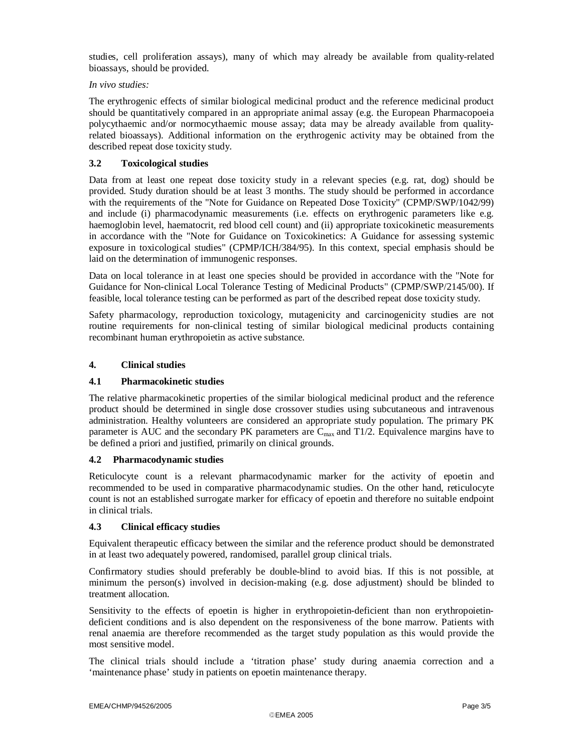studies, cell proliferation assays), many of which may already be available from quality-related bioassays, should be provided.

*In vivo studies:*

The erythrogenic effects of similar biological medicinal product and the reference medicinal product should be quantitatively compared in an appropriate animal assay (e.g. the European Pharmacopoeia polycythaemic and/or normocythaemic mouse assay; data may be already available from quality-related bioassays). Additional information on the erythrogenic activity may be obtained from the described repeat dose toxicity study.

### 3.2 Toxicological studies

Data from at least one repeat dose toxicity study in a relevant species (e.g. rat, dog) should be provided. Study duration should be at least 3 months. The study should be performed in accordance with the requirements of the "Note for Guidance on Repeated Dose Toxicity" (CPMP/SWP/1042/99) and include (i) pharmacodynamic measurements (i.e. effects on erythrogenic parameters like e.g. haemoglobin level, haematocrit, red blood cell count) and (ii) appropriate toxicokinetic measurements in accordance with the "Note for Guidance on Toxicokinetics: A Guidance for assessing systemic exposure in toxicological studies" (CPMP/ICH/384/95). In this context, special emphasis should be laid on the determination of immunogenic responses.

Data on local tolerance in at least one species should be provided in accordance with the "Note for Guidance for Non-clinical Local Tolerance Testing of Medicinal Products" (CPMP/SWP/2145/00). If feasible, local tolerance testing can be performed as part of the described repeat dose toxicity study.

Safety pharmacology, reproduction toxicology, mutagenicity and carcinogenicity studies are not routine requirements for non-clinical testing of similar biological medicinal products containing recombinant human erythropoietin as active substance.

## 4. Clinical studies

### 4.1 Pharmacokinetic studies

The relative pharmacokinetic properties of the similar biological medicinal product and the reference product should be determined in single dose crossover studies using subcutaneous and intravenous administration. Healthy volunteers are considered an appropriate study population. The primary PK parameter is AUC and the secondary PK parameters are $C_{max}$ and T1/2. Equivalence margins have to be defined a priori and justified, primarily on clinical grounds.

### 4.2 Pharmacodynamic studies

Reticulocyte count is a relevant pharmacodynamic marker for the activity of epoetin and recommended to be used in comparative pharmacodynamic studies. On the other hand, reticulocyte count is not an established surrogate marker for efficacy of epoetin and therefore no suitable endpoint in clinical trials.

### 4.3 Clinical efficacy studies

Equivalent therapeutic efficacy between the similar and the reference product should be demonstrated in at least two adequately powered, randomised, parallel group clinical trials.

Confirmatory studies should preferably be double-blind to avoid bias. If this is not possible, at minimum the person(s) involved in decision-making (e.g. dose adjustment) should be blinded to treatment allocation.

Sensitivity to the effects of epoetin is higher in erythropoietin-deficient than non erythropoietin-deficient conditions and is also dependent on the responsiveness of the bone marrow. Patients with renal anaemia are therefore recommended as the target study population as this would provide the most sensitive model.

The clinical trials should include a 'titration phase' study during anaemia correction and a 'maintenance phase' study in patients on epoetin maintenance therapy.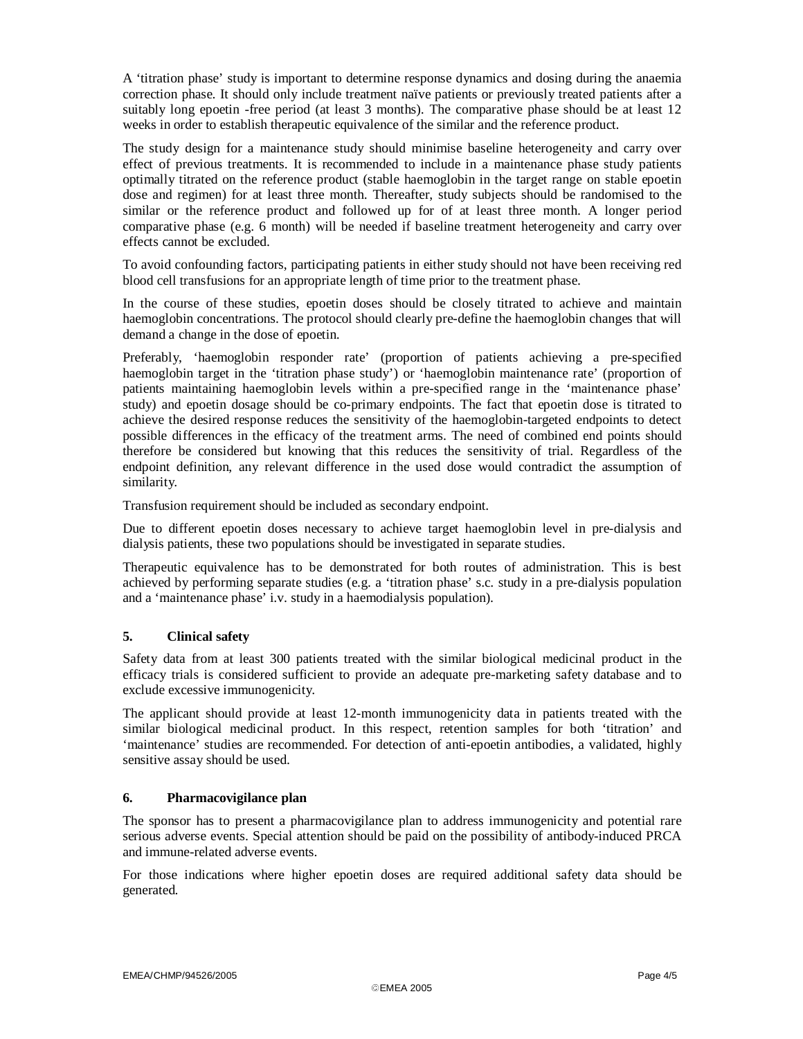A 'titration phase' study is important to determine response dynamics and dosing during the anaemia correction phase. It should only include treatment naïve patients or previously treated patients after a suitably long epoetin -free period (at least 3 months). The comparative phase should be at least 12 weeks in order to establish therapeutic equivalence of the similar and the reference product.

The study design for a maintenance study should minimise baseline heterogeneity and carry over effect of previous treatments. It is recommended to include in a maintenance phase study patients optimally titrated on the reference product (stable haemoglobin in the target range on stable epoetin dose and regimen) for at least three month. Thereafter, study subjects should be randomised to the similar or the reference product and followed up for of at least three month. A longer period comparative phase (e.g. 6 month) will be needed if baseline treatment heterogeneity and carry over effects cannot be excluded.

To avoid confounding factors, participating patients in either study should not have been receiving red blood cell transfusions for an appropriate length of time prior to the treatment phase.

In the course of these studies, epoetin doses should be closely titrated to achieve and maintain haemoglobin concentrations. The protocol should clearly pre-define the haemoglobin changes that will demand a change in the dose of epoetin.

Preferably, 'haemoglobin responder rate' (proportion of patients achieving a pre-specified haemoglobin target in the 'titration phase study') or 'haemoglobin maintenance rate' (proportion of patients maintaining haemoglobin levels within a pre-specified range in the 'maintenance phase' study) and epoetin dosage should be co-primary endpoints. The fact that epoetin dose is titrated to achieve the desired response reduces the sensitivity of the haemoglobin-targeted endpoints to detect possible differences in the efficacy of the treatment arms. The need of combined end points should therefore be considered but knowing that this reduces the sensitivity of trial. Regardless of the endpoint definition, any relevant difference in the used dose would contradict the assumption of similarity.

Transfusion requirement should be included as secondary endpoint.

Due to different epoetin doses necessary to achieve target haemoglobin level in pre-dialysis and dialysis patients, these two populations should be investigated in separate studies.

Therapeutic equivalence has to be demonstrated for both routes of administration. This is best achieved by performing separate studies (e.g. a 'titration phase' s.c. study in a pre-dialysis population and a 'maintenance phase' i.v. study in a haemodialysis population).

## 5. Clinical safety

Safety data from at least 300 patients treated with the similar biological medicinal product in the efficacy trials is considered sufficient to provide an adequate pre-marketing safety database and to exclude excessive immunogenicity.

The applicant should provide at least 12-month immunogenicity data in patients treated with the similar biological medicinal product. In this respect, retention samples for both 'titration' and 'maintenance' studies are recommended. For detection of anti-epoetin antibodies, a validated, highly sensitive assay should be used.

## 6. Pharmacovigilance plan

The sponsor has to present a pharmacovigilance plan to address immunogenicity and potential rare serious adverse events. Special attention should be paid on the possibility of antibody-induced PRCA and immune-related adverse events.

For those indications where higher epoetin doses are required additional safety data should be generated.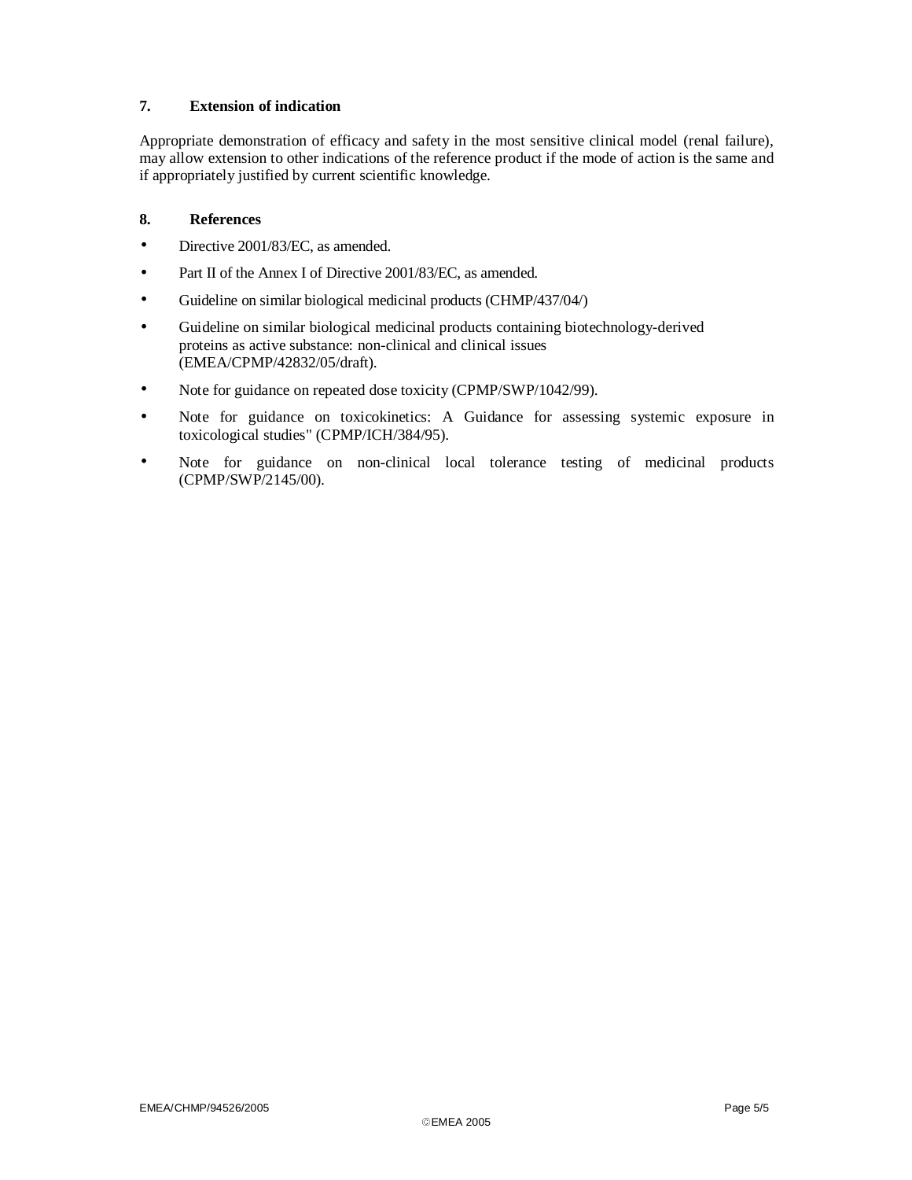## 7. Extension of indication

Appropriate demonstration of efficacy and safety in the most sensitive clinical model (renal failure), may allow extension to other indications of the reference product if the mode of action is the same and if appropriately justified by current scientific knowledge.

## 8. References

- Directive 2001/83/EC, as amended.
- Part II of the Annex I of Directive 2001/83/EC, as amended.
- Guideline on similar biological medicinal products (CHMP/437/04/)
- Guideline on similar biological medicinal products containing biotechnology-derived proteins as active substance: non-clinical and clinical issues (EMEA/CPMP/42832/05/draft).
- Note for guidance on repeated dose toxicity (CPMP/SWP/1042/99).
- Note for guidance on toxicokinetics: A Guidance for assessing systemic exposure in toxicological studies" (CPMP/ICH/384/95).
- Note for guidance on non-clinical local tolerance testing of medicinal products (CPMP/SWP/2145/00).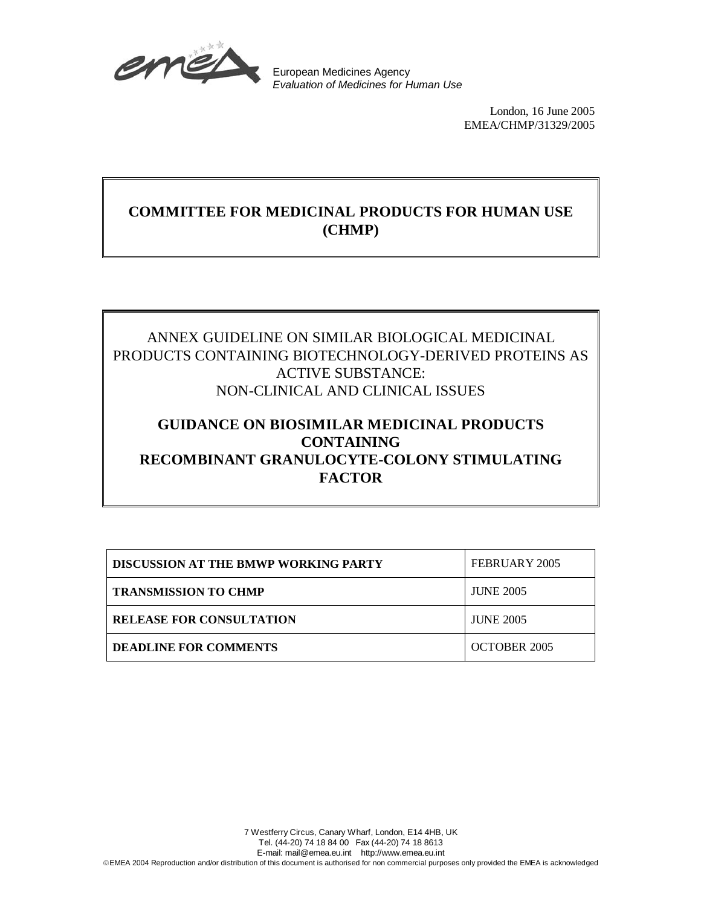European Medicines Agency
*Evaluation of Medicines for Human Use*

London, 16 June 2005
EMEA/CHMP/31329/2005

# COMMITTEE FOR MEDICINAL PRODUCTS FOR HUMAN USE (CHMP)

ANNEX GUIDELINE ON SIMILAR BIOLOGICAL MEDICINAL PRODUCTS CONTAINING BIOTECHNOLOGY-DERIVED PROTEINS AS ACTIVE SUBSTANCE: NON-CLINICAL AND CLINICAL ISSUES

## GUIDANCE ON BIOSIMILAR MEDICINAL PRODUCTS CONTAINING RECOMBINANT GRANULOCYTE-COLONY STIMULATING FACTOR

| | |
|---|---|
| **DISCUSSION AT THE BMWP WORKING PARTY** | FEBRUARY 2005 |
| **TRANSMISSION TO CHMP** | JUNE 2005 |
| **RELEASE FOR CONSULTATION** | JUNE 2005 |
| **DEADLINE FOR COMMENTS** | OCTOBER 2005 |

7 Westferry Circus, Canary Wharf, London, E14 4HB, UK
Tel. (44-20) 74 18 84 00 Fax (44-20) 74 18 8613
E-mail: mail@emea.eu.int http://www.emea.eu.int
©EMEA 2004 Reproduction and/or distribution of this document is authorised for non commercial purposes only provided the EMEA is acknowledged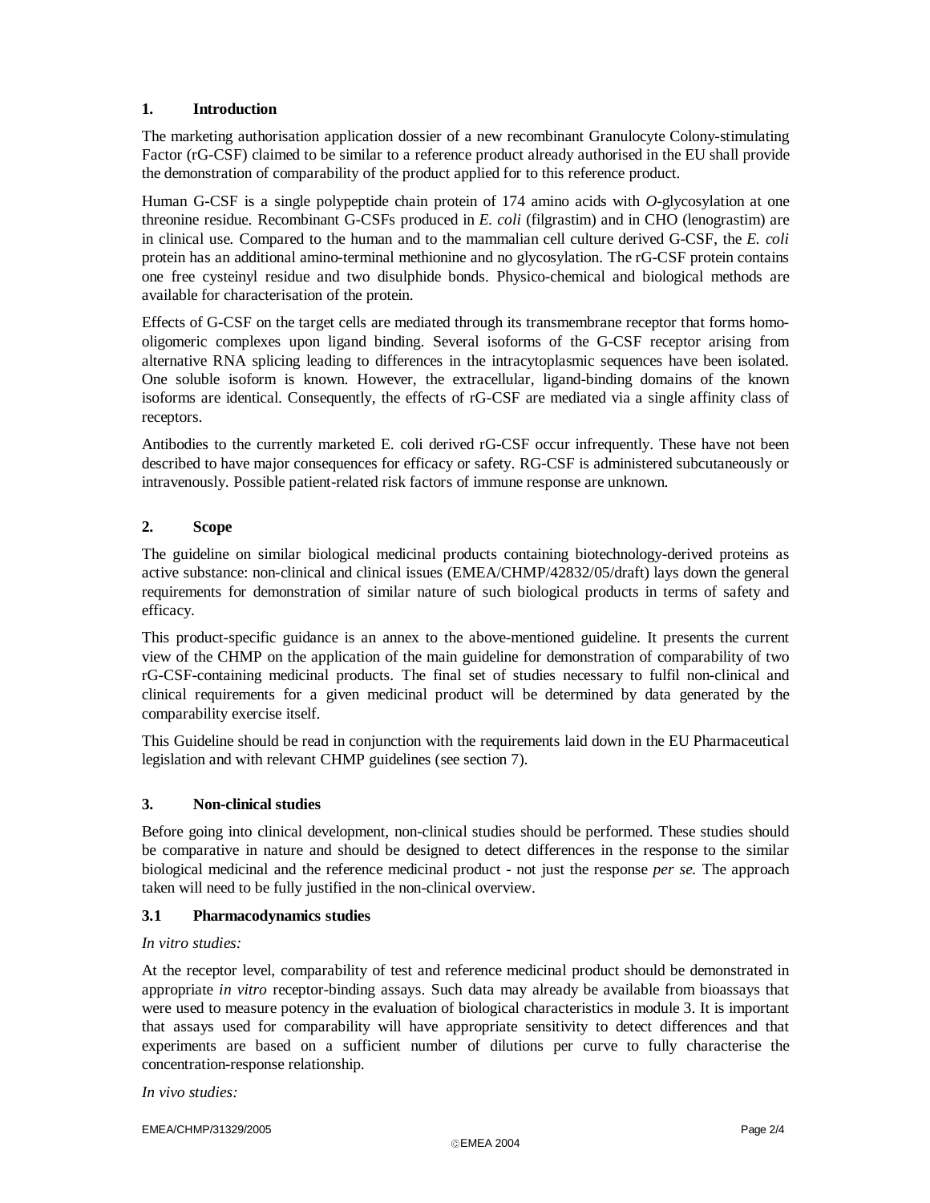## 1. Introduction

The marketing authorisation application dossier of a new recombinant Granulocyte Colony-stimulating Factor (rG-CSF) claimed to be similar to a reference product already authorised in the EU shall provide the demonstration of comparability of the product applied for to this reference product.

Human G-CSF is a single polypeptide chain protein of 174 amino acids with *O*-glycosylation at one threonine residue. Recombinant G-CSFs produced in *E. coli* (filgrastim) and in CHO (lenograstim) are in clinical use. Compared to the human and to the mammalian cell culture derived G-CSF, the *E. coli* protein has an additional amino-terminal methionine and no glycosylation. The rG-CSF protein contains one free cysteinyl residue and two disulphide bonds. Physico-chemical and biological methods are available for characterisation of the protein.

Effects of G-CSF on the target cells are mediated through its transmembrane receptor that forms homo-oligomeric complexes upon ligand binding. Several isoforms of the G-CSF receptor arising from alternative RNA splicing leading to differences in the intracytoplasmic sequences have been isolated. One soluble isoform is known. However, the extracellular, ligand-binding domains of the known isoforms are identical. Consequently, the effects of rG-CSF are mediated via a single affinity class of receptors.

Antibodies to the currently marketed E. coli derived rG-CSF occur infrequently. These have not been described to have major consequences for efficacy or safety. RG-CSF is administered subcutaneously or intravenously. Possible patient-related risk factors of immune response are unknown.

## 2. Scope

The guideline on similar biological medicinal products containing biotechnology-derived proteins as active substance: non-clinical and clinical issues (EMEA/CHMP/42832/05/draft) lays down the general requirements for demonstration of similar nature of such biological products in terms of safety and efficacy.

This product-specific guidance is an annex to the above-mentioned guideline. It presents the current view of the CHMP on the application of the main guideline for demonstration of comparability of two rG-CSF-containing medicinal products. The final set of studies necessary to fulfil non-clinical and clinical requirements for a given medicinal product will be determined by data generated by the comparability exercise itself.

This Guideline should be read in conjunction with the requirements laid down in the EU Pharmaceutical legislation and with relevant CHMP guidelines (see section 7).

## 3. Non-clinical studies

Before going into clinical development, non-clinical studies should be performed. These studies should be comparative in nature and should be designed to detect differences in the response to the similar biological medicinal and the reference medicinal product - not just the response *per se.* The approach taken will need to be fully justified in the non-clinical overview.

### 3.1 Pharmacodynamics studies

*In vitro studies:*

At the receptor level, comparability of test and reference medicinal product should be demonstrated in appropriate *in vitro* receptor-binding assays. Such data may already be available from bioassays that were used to measure potency in the evaluation of biological characteristics in module 3. It is important that assays used for comparability will have appropriate sensitivity to detect differences and that experiments are based on a sufficient number of dilutions per curve to fully characterise the concentration-response relationship.

*In vivo studies:*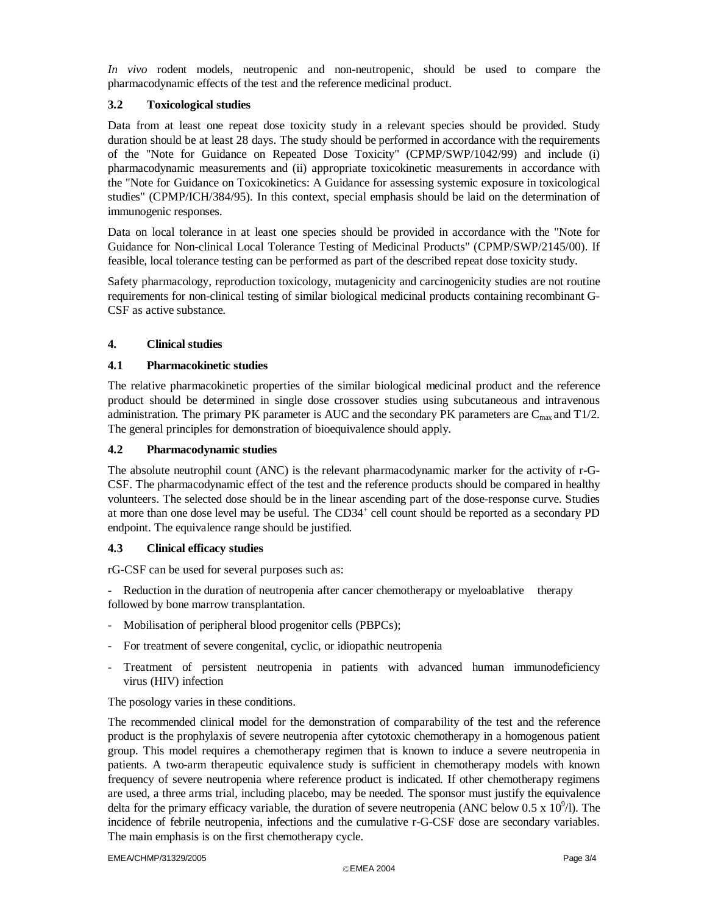*In vivo* rodent models, neutropenic and non-neutropenic, should be used to compare the pharmacodynamic effects of the test and the reference medicinal product.

### 3.2 Toxicological studies

Data from at least one repeat dose toxicity study in a relevant species should be provided. Study duration should be at least 28 days. The study should be performed in accordance with the requirements of the "Note for Guidance on Repeated Dose Toxicity" (CPMP/SWP/1042/99) and include (i) pharmacodynamic measurements and (ii) appropriate toxicokinetic measurements in accordance with the "Note for Guidance on Toxicokinetics: A Guidance for assessing systemic exposure in toxicological studies" (CPMP/ICH/384/95). In this context, special emphasis should be laid on the determination of immunogenic responses.

Data on local tolerance in at least one species should be provided in accordance with the "Note for Guidance for Non-clinical Local Tolerance Testing of Medicinal Products" (CPMP/SWP/2145/00). If feasible, local tolerance testing can be performed as part of the described repeat dose toxicity study.

Safety pharmacology, reproduction toxicology, mutagenicity and carcinogenicity studies are not routine requirements for non-clinical testing of similar biological medicinal products containing recombinant G-CSF as active substance.

## 4. Clinical studies

### 4.1 Pharmacokinetic studies

The relative pharmacokinetic properties of the similar biological medicinal product and the reference product should be determined in single dose crossover studies using subcutaneous and intravenous administration. The primary PK parameter is AUC and the secondary PK parameters are $C_{max}$ and T1/2. The general principles for demonstration of bioequivalence should apply.

### 4.2 Pharmacodynamic studies

The absolute neutrophil count (ANC) is the relevant pharmacodynamic marker for the activity of r-G-CSF. The pharmacodynamic effect of the test and the reference products should be compared in healthy volunteers. The selected dose should be in the linear ascending part of the dose-response curve. Studies at more than one dose level may be useful. The $CD34^+$ cell count should be reported as a secondary PD endpoint. The equivalence range should be justified.

### 4.3 Clinical efficacy studies

rG-CSF can be used for several purposes such as:

- Reduction in the duration of neutropenia after cancer chemotherapy or myeloablative therapy followed by bone marrow transplantation.
- Mobilisation of peripheral blood progenitor cells (PBPCs);
- For treatment of severe congenital, cyclic, or idiopathic neutropenia
- Treatment of persistent neutropenia in patients with advanced human immunodeficiency virus (HIV) infection

The posology varies in these conditions.

The recommended clinical model for the demonstration of comparability of the test and the reference product is the prophylaxis of severe neutropenia after cytotoxic chemotherapy in a homogenous patient group. This model requires a chemotherapy regimen that is known to induce a severe neutropenia in patients. A two-arm therapeutic equivalence study is sufficient in chemotherapy models with known frequency of severe neutropenia where reference product is indicated. If other chemotherapy regimens are used, a three arms trial, including placebo, may be needed. The sponsor must justify the equivalence delta for the primary efficacy variable, the duration of severe neutropenia (ANC below $0.5 \times 10^9$/l). The incidence of febrile neutropenia, infections and the cumulative r-G-CSF dose are secondary variables. The main emphasis is on the first chemotherapy cycle.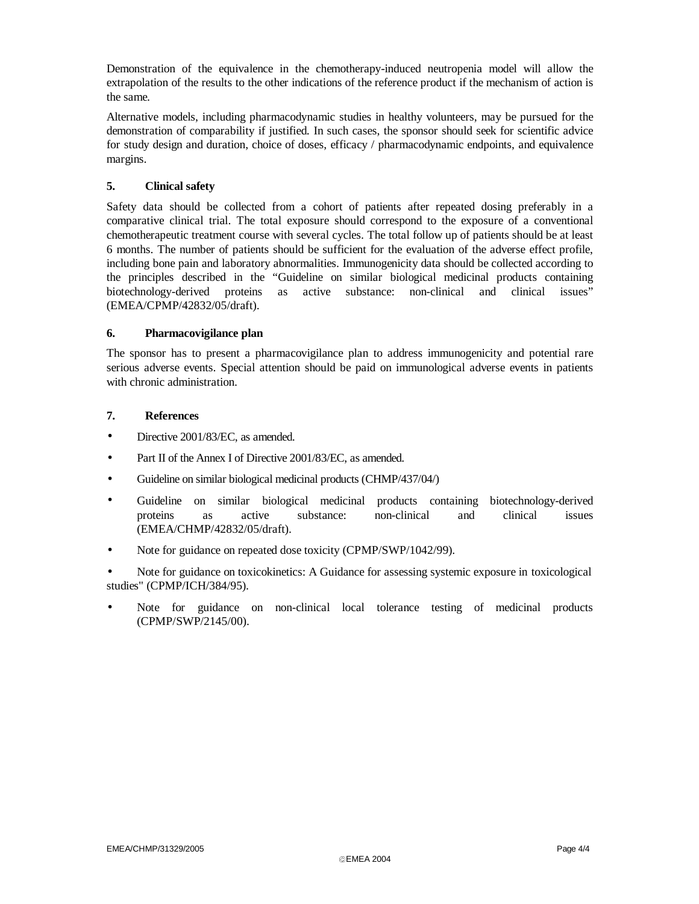Demonstration of the equivalence in the chemotherapy-induced neutropenia model will allow the extrapolation of the results to the other indications of the reference product if the mechanism of action is the same.

Alternative models, including pharmacodynamic studies in healthy volunteers, may be pursued for the demonstration of comparability if justified. In such cases, the sponsor should seek for scientific advice for study design and duration, choice of doses, efficacy / pharmacodynamic endpoints, and equivalence margins.

### 5. Clinical safety

Safety data should be collected from a cohort of patients after repeated dosing preferably in a comparative clinical trial. The total exposure should correspond to the exposure of a conventional chemotherapeutic treatment course with several cycles. The total follow up of patients should be at least 6 months. The number of patients should be sufficient for the evaluation of the adverse effect profile, including bone pain and laboratory abnormalities. Immunogenicity data should be collected according to the principles described in the "Guideline on similar biological medicinal products containing biotechnology-derived proteins as active substance: non-clinical and clinical issues" (EMEA/CPMP/42832/05/draft).

### 6. Pharmacovigilance plan

The sponsor has to present a pharmacovigilance plan to address immunogenicity and potential rare serious adverse events. Special attention should be paid on immunological adverse events in patients with chronic administration.

### 7. References

- Directive 2001/83/EC, as amended.
- Part II of the Annex I of Directive 2001/83/EC, as amended.
- Guideline on similar biological medicinal products (CHMP/437/04/)
- Guideline on similar biological medicinal products containing biotechnology-derived proteins as active substance: non-clinical and clinical issues (EMEA/CHMP/42832/05/draft).
- Note for guidance on repeated dose toxicity (CPMP/SWP/1042/99).
- Note for guidance on toxicokinetics: A Guidance for assessing systemic exposure in toxicological studies" (CPMP/ICH/384/95).
- Note for guidance on non-clinical local tolerance testing of medicinal products (CPMP/SWP/2145/00).